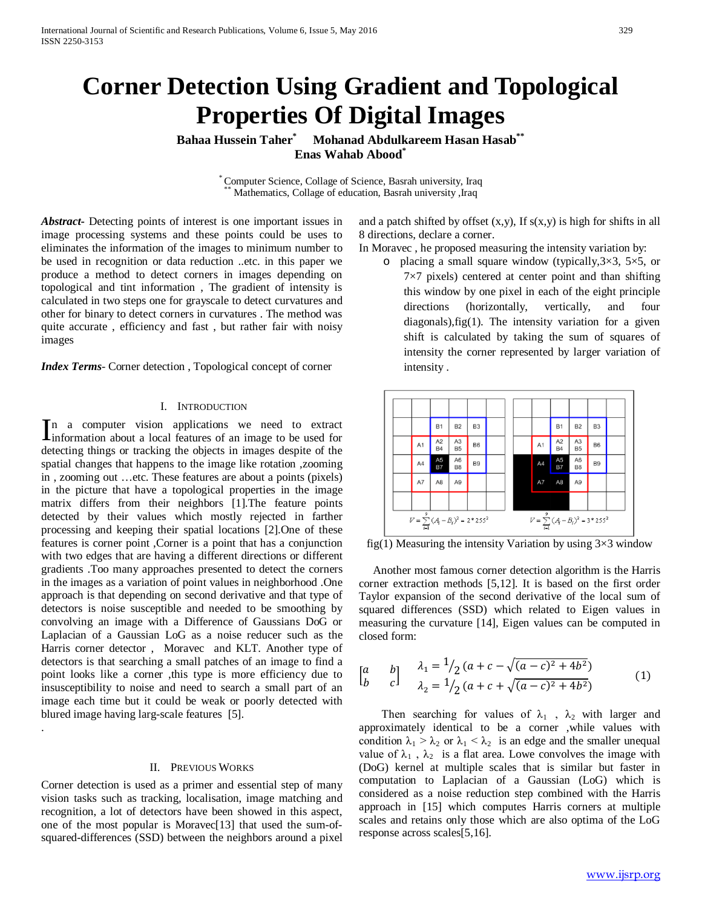# Corner Detection Using Gradient and Topological Properties Of Digital Images

**Bahaa Hussein Taher*** **Mohanad Abdulkareem Hasan Hasab**** **Enas Wahab Abood***

\* Computer Science, Collage of Science, Basrah university, Iraq
\*\* Mathematics, Collage of education, Basrah university ,Iraq

***Abstract***- Detecting points of interest is one important issues in image processing systems and these points could be uses to eliminates the information of the images to minimum number to be used in recognition or data reduction ..etc. in this paper we produce a method to detect corners in images depending on topological and tint information , The gradient of intensity is calculated in two steps one for grayscale to detect curvatures and other for binary to detect corners in curvatures . The method was quite accurate , efficiency and fast , but rather fair with noisy images

***Index Terms***- Corner detection , Topological concept of corner

## I. Introduction

In a computer vision applications we need to extract information about a local features of an image to be used for detecting things or tracking the objects in images despite of the spatial changes that happens to the image like rotation ,zooming in , zooming out …etc. These features are about a points (pixels) in the picture that have a topological properties in the image matrix differs from their neighbors [1].The feature points detected by their values which mostly rejected in farther processing and keeping their spatial locations [2].One of these features is corner point ,Corner is a point that has a conjunction with two edges that are having a different directions or different gradients .Too many approaches presented to detect the corners in the images as a variation of point values in neighborhood .One approach is that depending on second derivative and that type of detectors is noise susceptible and needed to be smoothing by convolving an image with a Difference of Gaussians DoG or Laplacian of a Gaussian LoG as a noise reducer such as the Harris corner detector , Moravec and KLT. Another type of detectors is that searching a small patches of an image to find a point looks like a corner ,this type is more efficiency due to insusceptibility to noise and need to search a small part of an image each time but it could be weak or poorly detected with blured image having larg-scale features [5].

.

## II. Previous Works

Corner detection is used as a primer and essential step of many vision tasks such as tracking, localisation, image matching and recognition, a lot of detectors have been showed in this aspect, one of the most popular is Moravec[13] that used the sum-of-squared-differences (SSD) between the neighbors around a pixel and a patch shifted by offset (x,y), If s(x,y) is high for shifts in all 8 directions, declare a corner.

In Moravec , he proposed measuring the intensity variation by:

- placing a small square window (typically,3×3, 5×5, or 7×7 pixels) centered at center point and than shifting this window by one pixel in each of the eight principle directions (horizontally, vertically, and four diagonals),fig(1). The intensity variation for a given shift is calculated by taking the sum of squares of intensity the corner represented by larger variation of intensity .

fig(1) Measuring the intensity Variation by using 3×3 window

Another most famous corner detection algorithm is the Harris corner extraction methods [5,12]. It is based on the first order Taylor expansion of the second derivative of the local sum of squared differences (SSD) which related to Eigen values in measuring the curvature [14], Eigen values can be computed in closed form:

$$\begin{bmatrix} a & b \\ b & c \end{bmatrix} \quad \begin{aligned} \lambda_1 &= \tfrac{1}{2}\left(a + c - \sqrt{(a-c)^2 + 4b^2}\right) \\ \lambda_2 &= \tfrac{1}{2}\left(a + c + \sqrt{(a-c)^2 + 4b^2}\right) \end{aligned} \qquad (1)$$

Then searching for values of $\lambda_1$ , $\lambda_2$ with larger and approximately identical to be a corner ,while values with condition $\lambda_1 > \lambda_2$ or $\lambda_1 < \lambda_2$ is an edge and the smaller unequal value of $\lambda_1$ , $\lambda_2$ is a flat area. Lowe convolves the image with (DoG) kernel at multiple scales that is similar but faster in computation to Laplacian of a Gaussian (LoG) which is considered as a noise reduction step combined with the Harris approach in [15] which computes Harris corners at multiple scales and retains only those which are also optima of the LoG response across scales[5,16].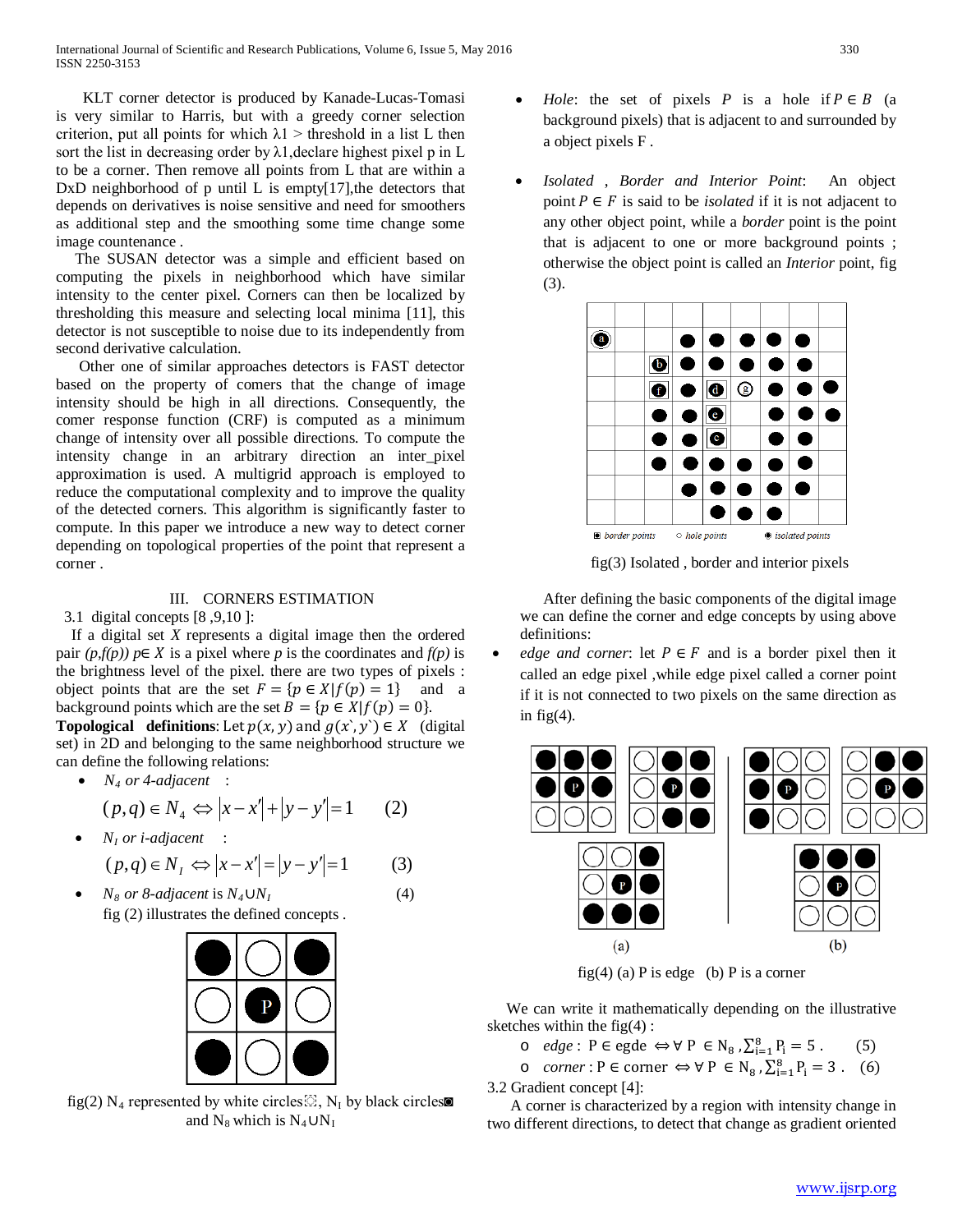KLT corner detector is produced by Kanade-Lucas-Tomasi is very similar to Harris, but with a greedy corner selection criterion, put all points for which λ1 > threshold in a list L then sort the list in decreasing order by λ1,declare highest pixel p in L to be a corner. Then remove all points from L that are within a DxD neighborhood of p until L is empty[17],the detectors that depends on derivatives is noise sensitive and need for smoothers as additional step and the smoothing some time change some image countenance .

The SUSAN detector was a simple and efficient based on computing the pixels in neighborhood which have similar intensity to the center pixel. Corners can then be localized by thresholding this measure and selecting local minima [11], this detector is not susceptible to noise due to its independently from second derivative calculation.

Other one of similar approaches detectors is FAST detector based on the property of comers that the change of image intensity should be high in all directions. Consequently, the comer response function (CRF) is computed as a minimum change of intensity over all possible directions. To compute the intensity change in an arbitrary direction an inter_pixel approximation is used. A multigrid approach is employed to reduce the computational complexity and to improve the quality of the detected corners. This algorithm is significantly faster to compute. In this paper we introduce a new way to detect corner depending on topological properties of the point that represent a corner .

## III. CORNERS ESTIMATION

### 3.1 digital concepts [8 ,9,10 ]:

If a digital set $X$ represents a digital image then the ordered pair *(p,f(p))* $p\in X$ is a pixel where *p* is the coordinates and *f(p)* is the brightness level of the pixel. there are two types of pixels : object points that are the set $F = \{p \in X | f(p) = 1\}$ and a background points which are the set $B = \{p \in X | f(p) = 0\}$.

**Topological definitions**: Let $p(x, y)$ and $g(x', y') \in X$ (digital set) in 2D and belonging to the same neighborhood structure we can define the following relations:

- *$N_4$ or 4-adjacent* :

$$(p,q) \in N_4 \Leftrightarrow |x - x'| + |y - y'| = 1 \qquad (2)$$

- *$N_I$ or i-adjacent* :

$$(p,q) \in N_I \Leftrightarrow |x - x'| = |y - y'| = 1 \qquad (3)$$

- *$N_8$ or 8-adjacent* is $N_4 \cup N_I$ (4)

fig (2) illustrates the defined concepts .

fig(2) $N_4$ represented by white circles, $N_I$ by black circles and $N_8$ which is $N_4 \cup N_I$

- *Hole*: the set of pixels $P$ is a hole if $P \in B$ (a background pixels) that is adjacent to and surrounded by a object pixels F .

- *Isolated , Border and Interior Point*: An object point $P \in F$ is said to be *isolated* if it is not adjacent to any other object point, while a *border* point is the point that is adjacent to one or more background points ; otherwise the object point is called an *Interior* point, fig (3).

fig(3) Isolated , border and interior pixels

After defining the basic components of the digital image we can define the corner and edge concepts by using above definitions:

- *edge and corner*: let $P \in F$ and is a border pixel then it called an edge pixel ,while edge pixel called a corner point if it is not connected to two pixels on the same direction as in fig(4).

fig(4) (a) P is edge (b) P is a corner

We can write it mathematically depending on the illustrative sketches within the fig(4) :

- *edge* : $P \in \text{egde} \Leftrightarrow \forall\ P \in N_8, \sum_{i=1}^{8} P_i = 5$ . (5)
- *corner* : $P \in \text{corner} \Leftrightarrow \forall\ P \in N_8, \sum_{i=1}^{8} P_i = 3$ . (6)

### 3.2 Gradient concept [4]:

A corner is characterized by a region with intensity change in two different directions, to detect that change as gradient oriented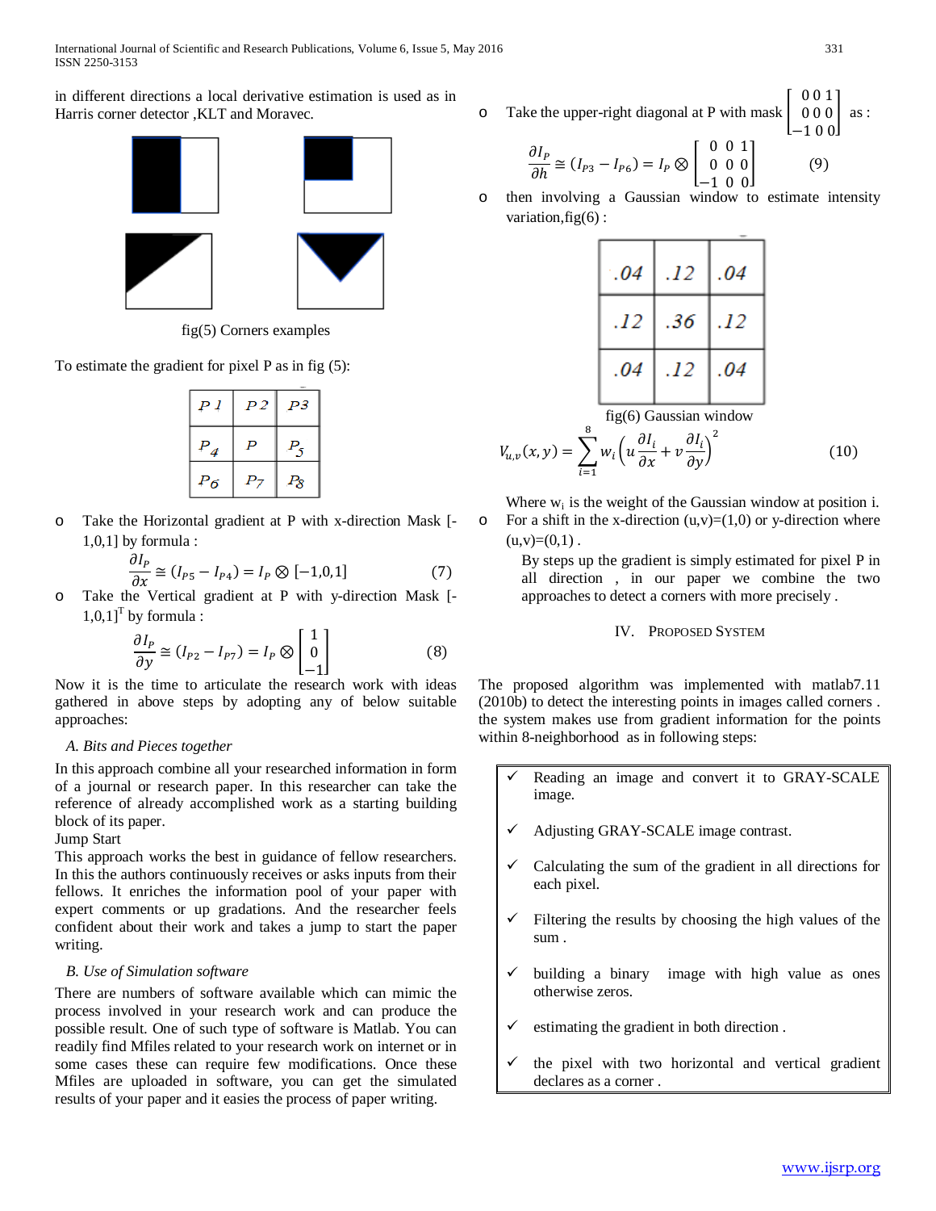in different directions a local derivative estimation is used as in Harris corner detector ,KLT and Moravec.

fig(5) Corners examples

To estimate the gradient for pixel P as in fig (5):

| P1 | P2 | P3 |
|---|---|---|
| $P_4$ | P | $P_5$ |
| $P_6$ | $P_7$ | $P_8$ |

- Take the Horizontal gradient at P with x-direction Mask [-1,0,1] by formula :

$$\frac{\partial I_P}{\partial x} \cong (I_{P5} - I_{P4}) = I_P \otimes [-1,0,1] \quad (7)$$

- Take the Vertical gradient at P with y-direction Mask [-1,0,1]$^T$ by formula :

$$\frac{\partial I_P}{\partial y} \cong (I_{P2} - I_{P7}) = I_P \otimes \begin{bmatrix} 1 \\ 0 \\ -1 \end{bmatrix} \quad (8)$$

Now it is the time to articulate the research work with ideas gathered in above steps by adopting any of below suitable approaches:

### A. Bits and Pieces together

In this approach combine all your researched information in form of a journal or research paper. In this researcher can take the reference of already accomplished work as a starting building block of its paper.

Jump Start

This approach works the best in guidance of fellow researchers. In this the authors continuously receives or asks inputs from their fellows. It enriches the information pool of your paper with expert comments or up gradations. And the researcher feels confident about their work and takes a jump to start the paper writing.

### B. Use of Simulation software

There are numbers of software available which can mimic the process involved in your research work and can produce the possible result. One of such type of software is Matlab. You can readily find Mfiles related to your research work on internet or in some cases these can require few modifications. Once these Mfiles are uploaded in software, you can get the simulated results of your paper and it easies the process of paper writing.

- Take the upper-right diagonal at P with mask $\begin{bmatrix} 0 & 0 & 1 \\ 0 & 0 & 0 \\ -1 & 0 & 0 \end{bmatrix}$ as :

$$\frac{\partial I_P}{\partial h} \cong (I_{P3} - I_{P6}) = I_P \otimes \begin{bmatrix} 0 & 0 & 1 \\ 0 & 0 & 0 \\ -1 & 0 & 0 \end{bmatrix} \quad (9)$$

- then involving a Gaussian window to estimate intensity variation,fig(6) :

| .04 | .12 | .04 |
|---|---|---|
| .12 | .36 | .12 |
| .04 | .12 | .04 |

fig(6) Gaussian window

$$V_{u,v}(x,y) = \sum_{i=1}^{8} w_i \left( u \frac{\partial I_i}{\partial x} + v \frac{\partial I_i}{\partial y} \right)^2 \quad (10)$$

Where $w_i$ is the weight of the Gaussian window at position i.

- For a shift in the x-direction (u,v)=(1,0) or y-direction where (u,v)=(0,1) .

By steps up the gradient is simply estimated for pixel P in all direction , in our paper we combine the two approaches to detect a corners with more precisely .

## IV. Proposed System

The proposed algorithm was implemented with matlab7.11 (2010b) to detect the interesting points in images called corners . the system makes use from gradient information for the points within 8-neighborhood as in following steps:

- ✓ Reading an image and convert it to GRAY-SCALE image.
- ✓ Adjusting GRAY-SCALE image contrast.
- ✓ Calculating the sum of the gradient in all directions for each pixel.
- ✓ Filtering the results by choosing the high values of the sum .
- ✓ building a binary image with high value as ones otherwise zeros.
- ✓ estimating the gradient in both direction .
- ✓ the pixel with two horizontal and vertical gradient declares as a corner .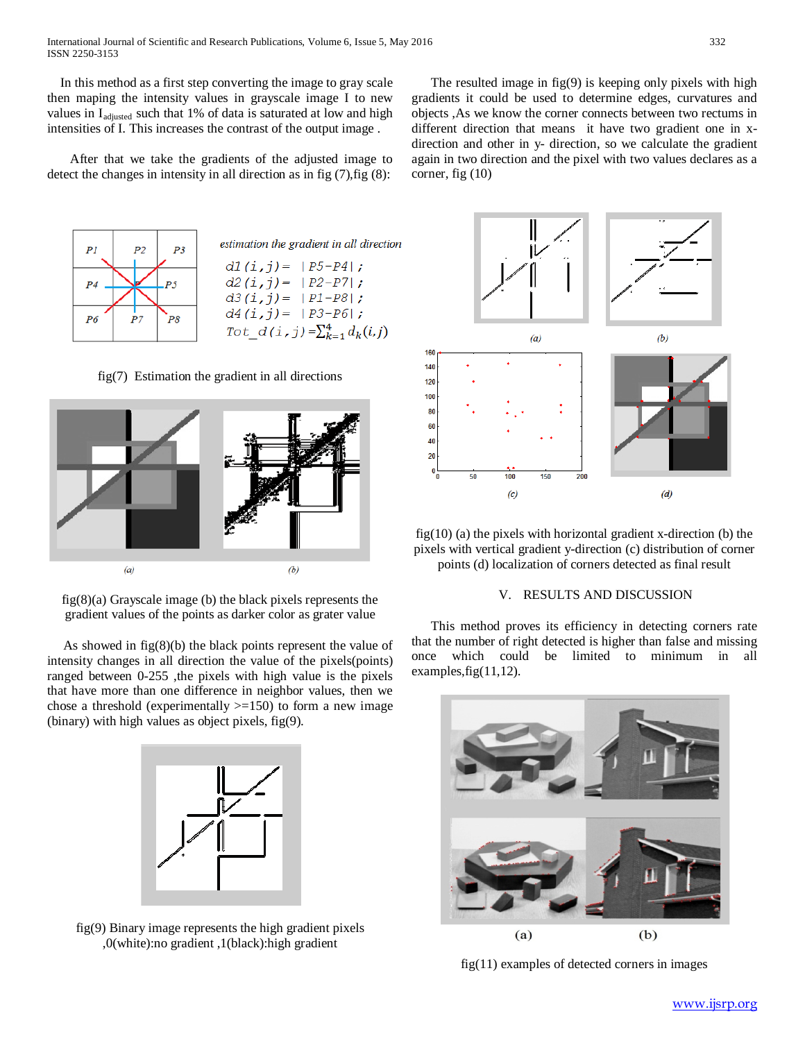In this method as a first step converting the image to gray scale then maping the intensity values in grayscale image I to new values in $I_{adjusted}$ such that 1% of data is saturated at low and high intensities of I. This increases the contrast of the output image .

After that we take the gradients of the adjusted image to detect the changes in intensity in all direction as in fig (7),fig (8):

estimation the gradient in all direction

$d1(i,j) = |P5-P4|;$

$d2(i,j) = |P2-P7|;$

$d3(i,j) = |P1-P8|;$

$d4(i,j) = |P3-P6|;$

$Tot\_d(i,j) = \sum_{k=1}^{4} d_k(i,j)$

fig(7) Estimation the gradient in all directions

fig(8)(a) Grayscale image (b) the black pixels represents the gradient values of the points as darker color as grater value

As showed in fig(8)(b) the black points represent the value of intensity changes in all direction the value of the pixels(points) ranged between 0-255 ,the pixels with high value is the pixels that have more than one difference in neighbor values, then we chose a threshold (experimentally >=150) to form a new image (binary) with high values as object pixels, fig(9).

fig(9) Binary image represents the high gradient pixels ,0(white):no gradient ,1(black):high gradient

The resulted image in fig(9) is keeping only pixels with high gradients it could be used to determine edges, curvatures and objects ,As we know the corner connects between two rectums in different direction that means it have two gradient one in x-direction and other in y- direction, so we calculate the gradient again in two direction and the pixel with two values declares as a corner, fig (10)

fig(10) (a) the pixels with horizontal gradient x-direction (b) the pixels with vertical gradient y-direction (c) distribution of corner points (d) localization of corners detected as final result

## V. RESULTS AND DISCUSSION

This method proves its efficiency in detecting corners rate that the number of right detected is higher than false and missing once which could be limited to minimum in all examples,fig(11,12).

fig(11) examples of detected corners in images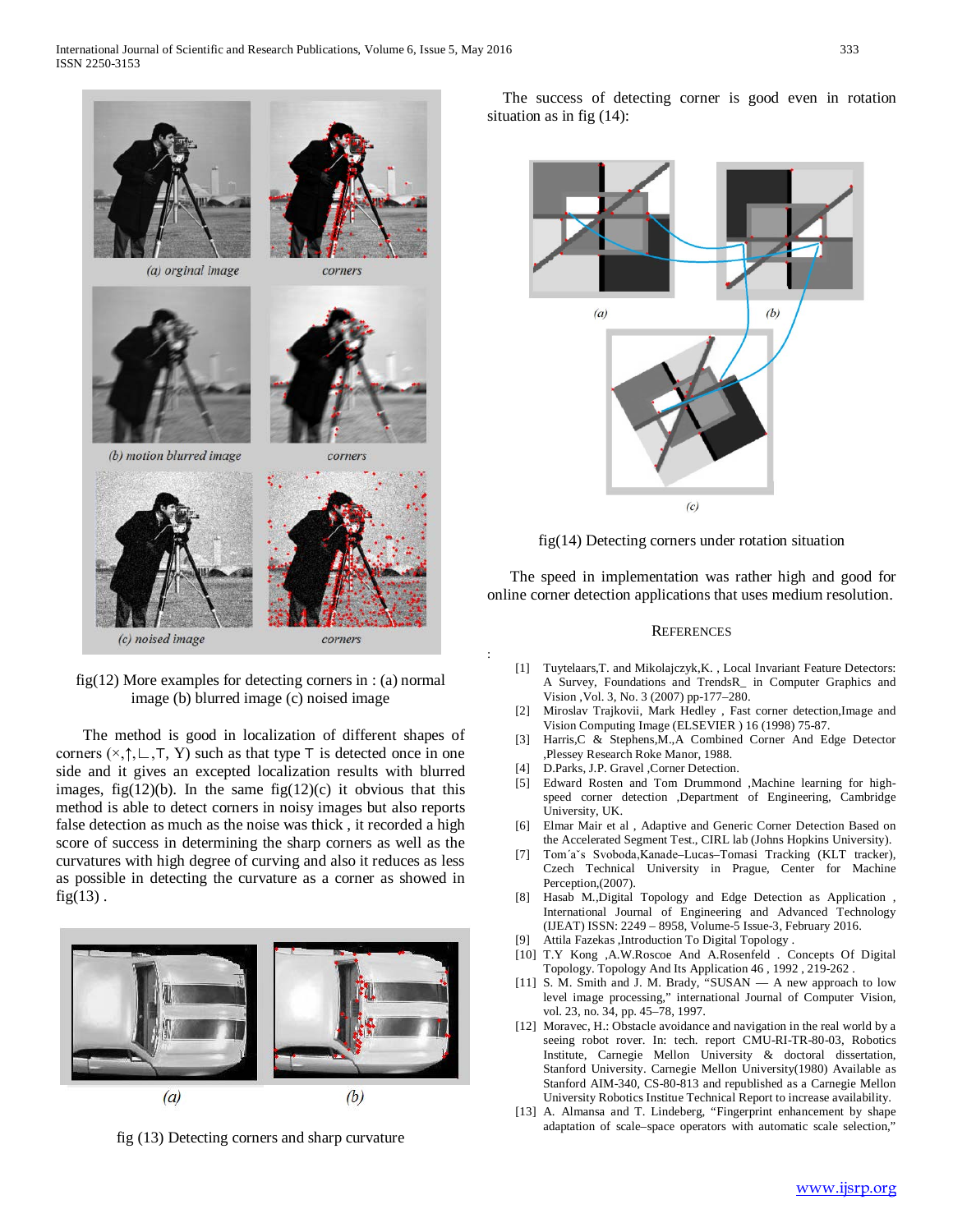fig(12) More examples for detecting corners in : (a) normal image (b) blurred image (c) noised image

The method is good in localization of different shapes of corners (×,↑,∟,⊤, Y) such as that type ⊤ is detected once in one side and it gives an excepted localization results with blurred images, fig(12)(b). In the same fig(12)(c) it obvious that this method is able to detect corners in noisy images but also reports false detection as much as the noise was thick , it recorded a high score of success in determining the sharp corners as well as the curvatures with high degree of curving and also it reduces as less as possible in detecting the curvature as a corner as showed in fig(13) .

fig (13) Detecting corners and sharp curvature

The success of detecting corner is good even in rotation situation as in fig (14):

fig(14) Detecting corners under rotation situation

The speed in implementation was rather high and good for online corner detection applications that uses medium resolution.

## REFERENCES

[1] Tuytelaars,T. and Mikolajczyk,K. , Local Invariant Feature Detectors: A Survey, Foundations and TrendsR_ in Computer Graphics and Vision ,Vol. 3, No. 3 (2007) pp-177–280.

[2] Miroslav Trajkovii, Mark Hedley , Fast corner detection,Image and Vision Computing Image (ELSEVIER ) 16 (1998) 75-87.

[3] Harris,C & Stephens,M.,A Combined Corner And Edge Detector ,Plessey Research Roke Manor, 1988.

[4] D.Parks, J.P. Gravel ,Corner Detection.

[5] Edward Rosten and Tom Drummond ,Machine learning for high-speed corner detection ,Department of Engineering, Cambridge University, UK.

[6] Elmar Mair et al , Adaptive and Generic Corner Detection Based on the Accelerated Segment Test., CIRL lab (Johns Hopkins University).

[7] Tom´a˘s Svoboda,Lucas–Tomasi Tracking (KLT tracker), Czech Technical University in Prague, Center for Machine Perception,(2007).

[8] Hasab M.,Digital Topology and Edge Detection as Application , International Journal of Engineering and Advanced Technology (IJEAT) ISSN: 2249 – 8958, Volume-5 Issue-3, February 2016.

[9] Attila Fazekas ,Introduction To Digital Topology .

[10] T.Y Kong ,A.W.Roscoe And A.Rosenfeld . Concepts Of Digital Topology. Topology And Its Application 46 , 1992 , 219-262 .

[11] S. M. Smith and J. M. Brady, "SUSAN — A new approach to low level image processing," international Journal of Computer Vision, vol. 23, no. 34, pp. 45–78, 1997.

[12] Moravec, H.: Obstacle avoidance and navigation in the real world by a seeing robot rover. In: tech. report CMU-RI-TR-80-03, Robotics Institute, Carnegie Mellon University & doctoral dissertation, Stanford University. Carnegie Mellon University(1980) Available as Stanford AIM-340, CS-80-813 and republished as a Carnegie Mellon University Robotics Institute Technical Report to increase availability.

[13] A. Almansa and T. Lindeberg, "Fingerprint enhancement by shape adaptation of scale–space operators with automatic scale selection,"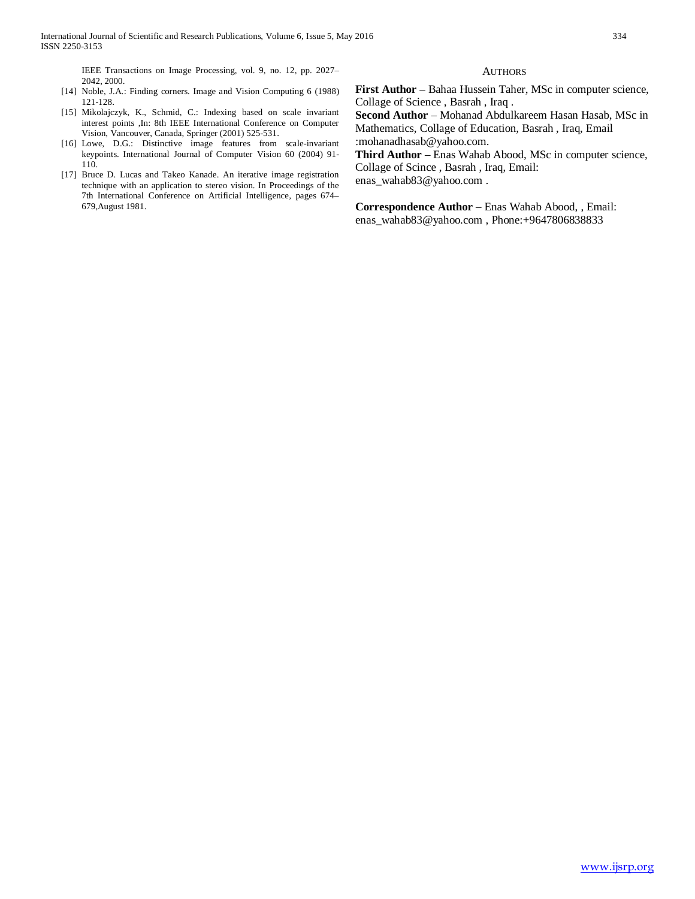IEEE Transactions on Image Processing, vol. 9, no. 12, pp. 2027–2042, 2000.

[14] Noble, J.A.: Finding corners. Image and Vision Computing 6 (1988) 121-128.

[15] Mikolajczyk, K., Schmid, C.: Indexing based on scale invariant interest points ,In: 8th IEEE International Conference on Computer Vision, Vancouver, Canada, Springer (2001) 525-531.

[16] Lowe, D.G.: Distinctive image features from scale-invariant keypoints. International Journal of Computer Vision 60 (2004) 91-110.

[17] Bruce D. Lucas and Takeo Kanade. An iterative image registration technique with an application to stereo vision. In Proceedings of the 7th International Conference on Artificial Intelligence, pages 674–679,August 1981.

## AUTHORS

**First Author** – Bahaa Hussein Taher, MSc in computer science, Collage of Science , Basrah , Iraq .

**Second Author** – Mohanad Abdulkareem Hasan Hasab, MSc in Mathematics, Collage of Education, Basrah , Iraq, Email :mohanadhasab@yahoo.com.

**Third Author** – Enas Wahab Abood, MSc in computer science, Collage of Scince , Basrah , Iraq, Email: enas_wahab83@yahoo.com .

**Correspondence Author** – Enas Wahab Abood, , Email: enas_wahab83@yahoo.com , Phone:+9647806838833